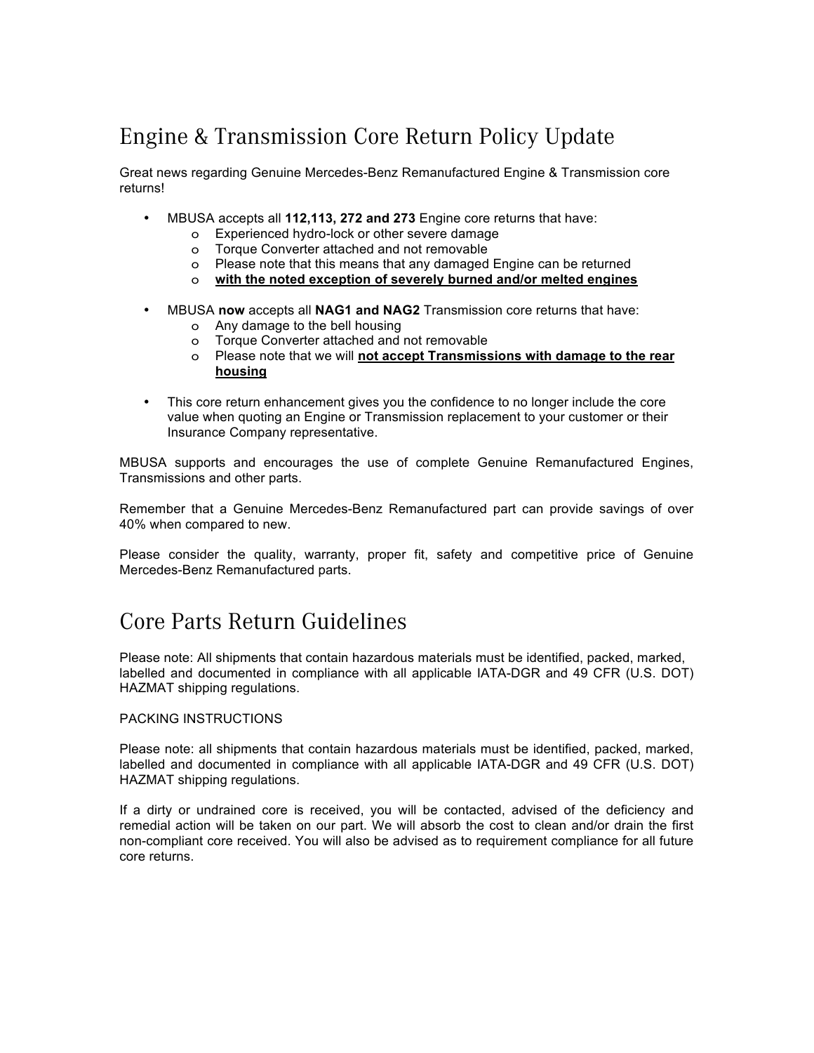# Engine & Transmission Core Return Policy Update

Great news regarding Genuine Mercedes-Benz Remanufactured Engine & Transmission core returns!

- MBUSA accepts all **112,113, 272 and 273** Engine core returns that have:
  - Experienced hydro-lock or other severe damage
  - Torque Converter attached and not removable
  - Please note that this means that any damaged Engine can be returned
  - <u>**with the noted exception of severely burned and/or melted engines**</u>

- MBUSA **now** accepts all **NAG1 and NAG2** Transmission core returns that have:
  - Any damage to the bell housing
  - Torque Converter attached and not removable
  - Please note that we will <u>**not accept Transmissions with damage to the rear housing**</u>

- This core return enhancement gives you the confidence to no longer include the core value when quoting an Engine or Transmission replacement to your customer or their Insurance Company representative.

MBUSA supports and encourages the use of complete Genuine Remanufactured Engines, Transmissions and other parts.

Remember that a Genuine Mercedes-Benz Remanufactured part can provide savings of over 40% when compared to new.

Please consider the quality, warranty, proper fit, safety and competitive price of Genuine Mercedes-Benz Remanufactured parts.

# Core Parts Return Guidelines

Please note: All shipments that contain hazardous materials must be identified, packed, marked, labelled and documented in compliance with all applicable IATA-DGR and 49 CFR (U.S. DOT) HAZMAT shipping regulations.

PACKING INSTRUCTIONS

Please note: all shipments that contain hazardous materials must be identified, packed, marked, labelled and documented in compliance with all applicable IATA-DGR and 49 CFR (U.S. DOT) HAZMAT shipping regulations.

If a dirty or undrained core is received, you will be contacted, advised of the deficiency and remedial action will be taken on our part. We will absorb the cost to clean and/or drain the first non-compliant core received. You will also be advised as to requirement compliance for all future core returns.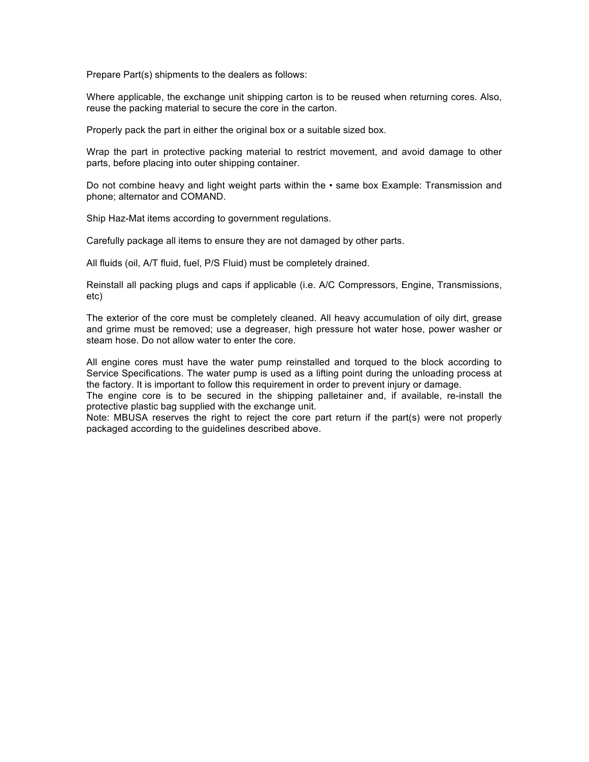Prepare Part(s) shipments to the dealers as follows:

Where applicable, the exchange unit shipping carton is to be reused when returning cores. Also, reuse the packing material to secure the core in the carton.

Properly pack the part in either the original box or a suitable sized box.

Wrap the part in protective packing material to restrict movement, and avoid damage to other parts, before placing into outer shipping container.

Do not combine heavy and light weight parts within the • same box Example: Transmission and phone; alternator and COMAND.

Ship Haz-Mat items according to government regulations.

Carefully package all items to ensure they are not damaged by other parts.

All fluids (oil, A/T fluid, fuel, P/S Fluid) must be completely drained.

Reinstall all packing plugs and caps if applicable (i.e. A/C Compressors, Engine, Transmissions, etc)

The exterior of the core must be completely cleaned. All heavy accumulation of oily dirt, grease and grime must be removed; use a degreaser, high pressure hot water hose, power washer or steam hose. Do not allow water to enter the core.

All engine cores must have the water pump reinstalled and torqued to the block according to Service Specifications. The water pump is used as a lifting point during the unloading process at the factory. It is important to follow this requirement in order to prevent injury or damage.
The engine core is to be secured in the shipping palletainer and, if available, re-install the protective plastic bag supplied with the exchange unit.
Note: MBUSA reserves the right to reject the core part return if the part(s) were not properly packaged according to the guidelines described above.